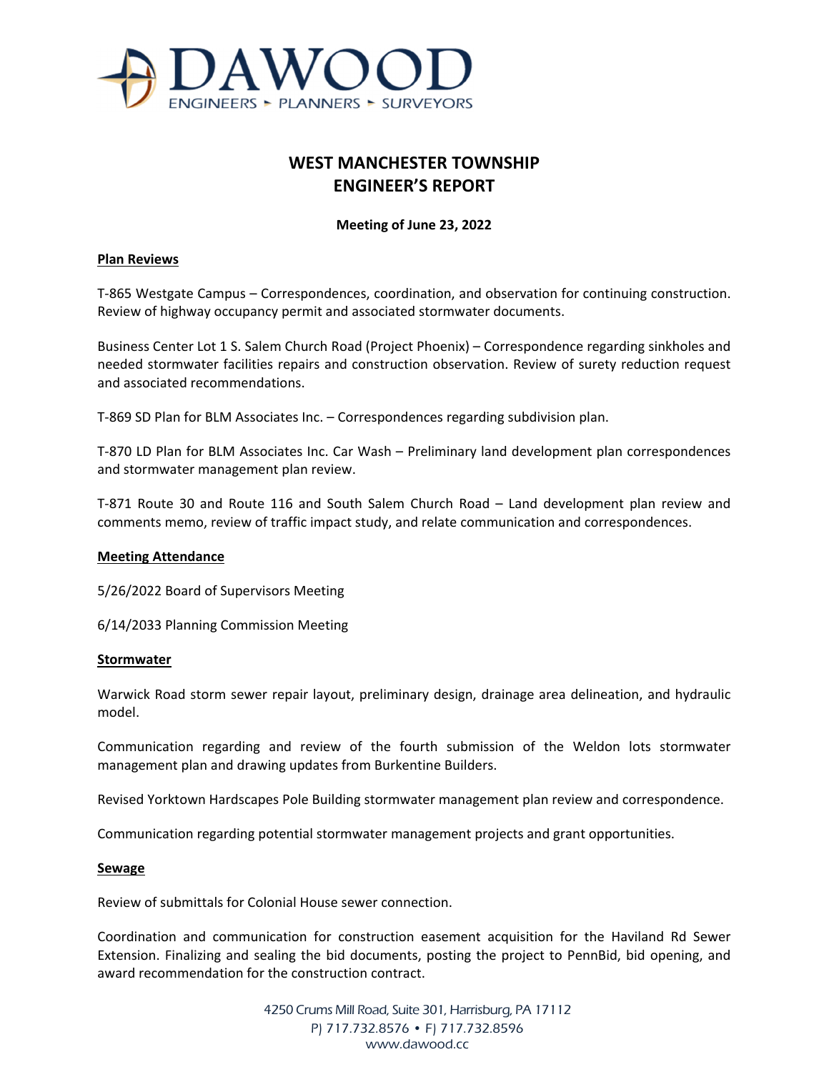DAWOOD

ENGINEERS ▸ PLANNERS ▸ SURVEYORS

# WEST MANCHESTER TOWNSHIP
# ENGINEER'S REPORT

**Meeting of June 23, 2022**

**<u>Plan Reviews</u>**

T-865 Westgate Campus – Correspondences, coordination, and observation for continuing construction. Review of highway occupancy permit and associated stormwater documents.

Business Center Lot 1 S. Salem Church Road (Project Phoenix) – Correspondence regarding sinkholes and needed stormwater facilities repairs and construction observation. Review of surety reduction request and associated recommendations.

T-869 SD Plan for BLM Associates Inc. – Correspondences regarding subdivision plan.

T-870 LD Plan for BLM Associates Inc. Car Wash – Preliminary land development plan correspondences and stormwater management plan review.

T-871 Route 30 and Route 116 and South Salem Church Road – Land development plan review and comments memo, review of traffic impact study, and relate communication and correspondences.

**<u>Meeting Attendance</u>**

5/26/2022 Board of Supervisors Meeting

6/14/2033 Planning Commission Meeting

**<u>Stormwater</u>**

Warwick Road storm sewer repair layout, preliminary design, drainage area delineation, and hydraulic model.

Communication regarding and review of the fourth submission of the Weldon lots stormwater management plan and drawing updates from Burkentine Builders.

Revised Yorktown Hardscapes Pole Building stormwater management plan review and correspondence.

Communication regarding potential stormwater management projects and grant opportunities.

**<u>Sewage</u>**

Review of submittals for Colonial House sewer connection.

Coordination and communication for construction easement acquisition for the Haviland Rd Sewer Extension. Finalizing and sealing the bid documents, posting the project to PennBid, bid opening, and award recommendation for the construction contract.

4250 Crums Mill Road, Suite 301, Harrisburg, PA 17112
P| 717.732.8576 • F| 717.732.8596
www.dawood.cc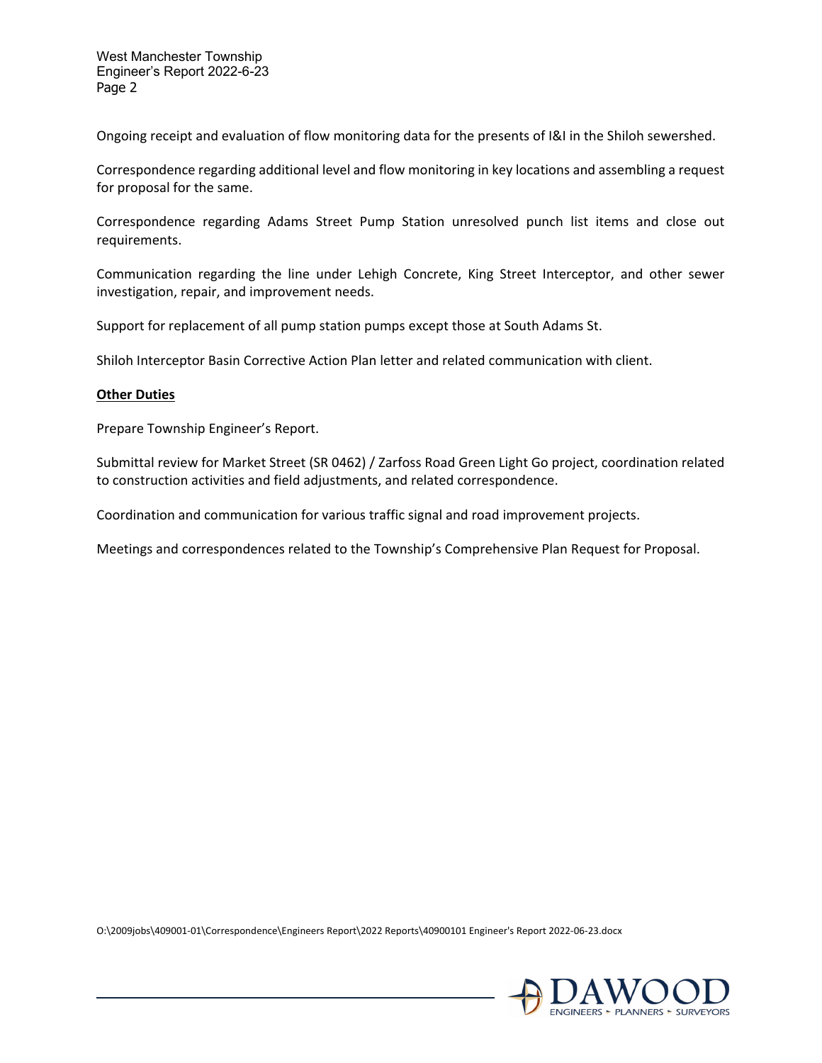Ongoing receipt and evaluation of flow monitoring data for the presents of I&I in the Shiloh sewershed.

Correspondence regarding additional level and flow monitoring in key locations and assembling a request for proposal for the same.

Correspondence regarding Adams Street Pump Station unresolved punch list items and close out requirements.

Communication regarding the line under Lehigh Concrete, King Street Interceptor, and other sewer investigation, repair, and improvement needs.

Support for replacement of all pump station pumps except those at South Adams St.

Shiloh Interceptor Basin Corrective Action Plan letter and related communication with client.

**Other Duties**

Prepare Township Engineer's Report.

Submittal review for Market Street (SR 0462) / Zarfoss Road Green Light Go project, coordination related to construction activities and field adjustments, and related correspondence.

Coordination and communication for various traffic signal and road improvement projects.

Meetings and correspondences related to the Township's Comprehensive Plan Request for Proposal.

O:\2009jobs\409001-01\Correspondence\Engineers Report\2022 Reports\40900101 Engineer's Report 2022-06-23.docx